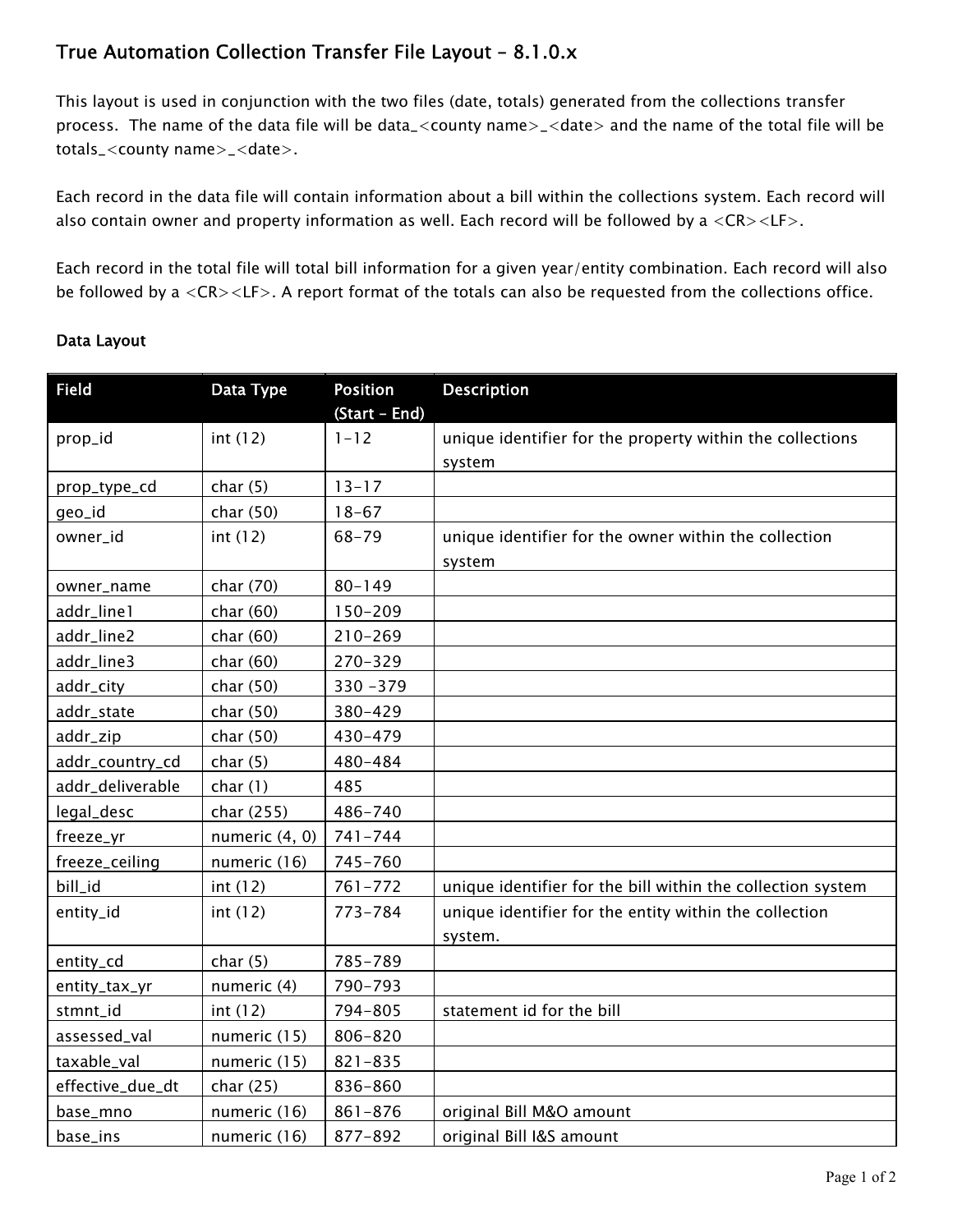# True Automation Collection Transfer File Layout – 8.1.0.x

This layout is used in conjunction with the two files (date, totals) generated from the collections transfer process. The name of the data file will be data_<county name>_<date> and the name of the total file will be totals_<county name>_<date>.

Each record in the data file will contain information about a bill within the collections system. Each record will also contain owner and property information as well. Each record will be followed by a <CR><LF>.

Each record in the total file will total bill information for a given year/entity combination. Each record will also be followed by a <CR><LF>. A report format of the totals can also be requested from the collections office.

## Data Layout

| Field | Data Type | Position (Start – End) | Description |
|---|---|---|---|
| prop_id | int (12) | 1-12 | unique identifier for the property within the collections system |
| prop_type_cd | char (5) | 13-17 | |
| geo_id | char (50) | 18-67 | |
| owner_id | int (12) | 68-79 | unique identifier for the owner within the collection system |
| owner_name | char (70) | 80-149 | |
| addr_line1 | char (60) | 150-209 | |
| addr_line2 | char (60) | 210-269 | |
| addr_line3 | char (60) | 270-329 | |
| addr_city | char (50) | 330 -379 | |
| addr_state | char (50) | 380-429 | |
| addr_zip | char (50) | 430-479 | |
| addr_country_cd | char (5) | 480-484 | |
| addr_deliverable | char (1) | 485 | |
| legal_desc | char (255) | 486-740 | |
| freeze_yr | numeric (4, 0) | 741-744 | |
| freeze_ceiling | numeric (16) | 745-760 | |
| bill_id | int (12) | 761-772 | unique identifier for the bill within the collection system |
| entity_id | int (12) | 773-784 | unique identifier for the entity within the collection system. |
| entity_cd | char (5) | 785-789 | |
| entity_tax_yr | numeric (4) | 790-793 | |
| stmnt_id | int (12) | 794-805 | statement id for the bill |
| assessed_val | numeric (15) | 806-820 | |
| taxable_val | numeric (15) | 821-835 | |
| effective_due_dt | char (25) | 836-860 | |
| base_mno | numeric (16) | 861-876 | original Bill M&O amount |
| base_ins | numeric (16) | 877-892 | original Bill I&S amount |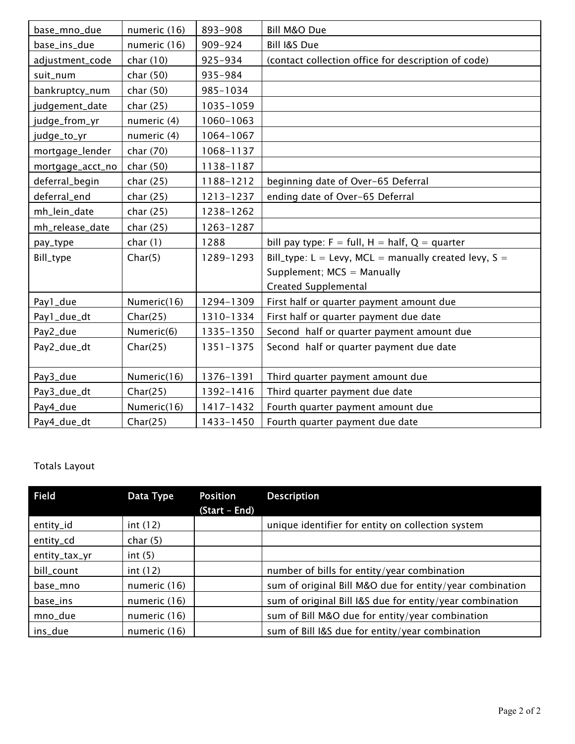| | | | |
|---|---|---|---|
| base_mno_due | numeric (16) | 893-908 | Bill M&O Due |
| base_ins_due | numeric (16) | 909-924 | Bill I&S Due |
| adjustment_code | char (10) | 925-934 | (contact collection office for description of code) |
| suit_num | char (50) | 935-984 | |
| bankruptcy_num | char (50) | 985-1034 | |
| judgement_date | char (25) | 1035-1059 | |
| judge_from_yr | numeric (4) | 1060-1063 | |
| judge_to_yr | numeric (4) | 1064-1067 | |
| mortgage_lender | char (70) | 1068-1137 | |
| mortgage_acct_no | char (50) | 1138-1187 | |
| deferral_begin | char (25) | 1188-1212 | beginning date of Over-65 Deferral |
| deferral_end | char (25) | 1213-1237 | ending date of Over-65 Deferral |
| mh_lein_date | char (25) | 1238-1262 | |
| mh_release_date | char (25) | 1263-1287 | |
| pay_type | char (1) | 1288 | bill pay type: F = full, H = half, Q = quarter |
| Bill_type | Char(5) | 1289-1293 | Bill_type: L = Levy, MCL = manually created levy, S = Supplement; MCS = Manually Created Supplemental |
| Pay1_due | Numeric(16) | 1294-1309 | First half or quarter payment amount due |
| Pay1_due_dt | Char(25) | 1310-1334 | First half or quarter payment due date |
| Pay2_due | Numeric(6) | 1335-1350 | Second half or quarter payment amount due |
| Pay2_due_dt | Char(25) | 1351-1375 | Second half or quarter payment due date |
| Pay3_due | Numeric(16) | 1376-1391 | Third quarter payment amount due |
| Pay3_due_dt | Char(25) | 1392-1416 | Third quarter payment due date |
| Pay4_due | Numeric(16) | 1417-1432 | Fourth quarter payment amount due |
| Pay4_due_dt | Char(25) | 1433-1450 | Fourth quarter payment due date |

Totals Layout

| Field | Data Type | Position (Start - End) | Description |
|---|---|---|---|
| entity_id | int (12) | | unique identifier for entity on collection system |
| entity_cd | char (5) | | |
| entity_tax_yr | int (5) | | |
| bill_count | int (12) | | number of bills for entity/year combination |
| base_mno | numeric (16) | | sum of original Bill M&O due for entity/year combination |
| base_ins | numeric (16) | | sum of original Bill I&S due for entity/year combination |
| mno_due | numeric (16) | | sum of Bill M&O due for entity/year combination |
| ins_due | numeric (16) | | sum of Bill I&S due for entity/year combination |